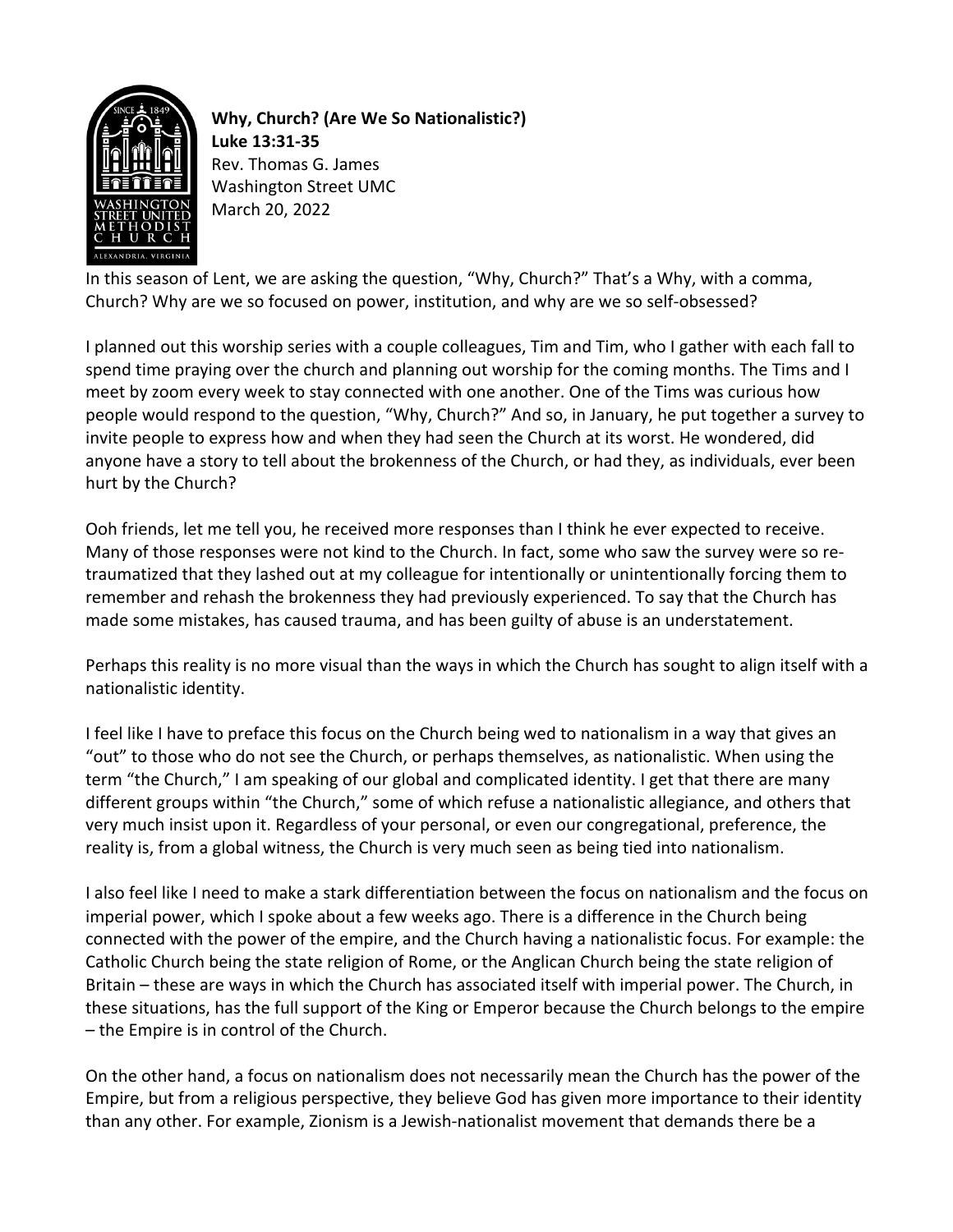**Why, Church? (Are We So Nationalistic?)**
**Luke 13:31-35**
Rev. Thomas G. James
Washington Street UMC
March 20, 2022

In this season of Lent, we are asking the question, "Why, Church?" That's a Why, with a comma, Church? Why are we so focused on power, institution, and why are we so self-obsessed?

I planned out this worship series with a couple colleagues, Tim and Tim, who I gather with each fall to spend time praying over the church and planning out worship for the coming months. The Tims and I meet by zoom every week to stay connected with one another. One of the Tims was curious how people would respond to the question, "Why, Church?" And so, in January, he put together a survey to invite people to express how and when they had seen the Church at its worst. He wondered, did anyone have a story to tell about the brokenness of the Church, or had they, as individuals, ever been hurt by the Church?

Ooh friends, let me tell you, he received more responses than I think he ever expected to receive. Many of those responses were not kind to the Church. In fact, some who saw the survey were so re-traumatized that they lashed out at my colleague for intentionally or unintentionally forcing them to remember and rehash the brokenness they had previously experienced. To say that the Church has made some mistakes, has caused trauma, and has been guilty of abuse is an understatement.

Perhaps this reality is no more visual than the ways in which the Church has sought to align itself with a nationalistic identity.

I feel like I have to preface this focus on the Church being wed to nationalism in a way that gives an "out" to those who do not see the Church, or perhaps themselves, as nationalistic. When using the term "the Church," I am speaking of our global and complicated identity. I get that there are many different groups within "the Church," some of which refuse a nationalistic allegiance, and others that very much insist upon it. Regardless of your personal, or even our congregational, preference, the reality is, from a global witness, the Church is very much seen as being tied into nationalism.

I also feel like I need to make a stark differentiation between the focus on nationalism and the focus on imperial power, which I spoke about a few weeks ago. There is a difference in the Church being connected with the power of the empire, and the Church having a nationalistic focus. For example: the Catholic Church being the state religion of Rome, or the Anglican Church being the state religion of Britain – these are ways in which the Church has associated itself with imperial power. The Church, in these situations, has the full support of the King or Emperor because the Church belongs to the empire – the Empire is in control of the Church.

On the other hand, a focus on nationalism does not necessarily mean the Church has the power of the Empire, but from a religious perspective, they believe God has given more importance to their identity than any other. For example, Zionism is a Jewish-nationalist movement that demands there be a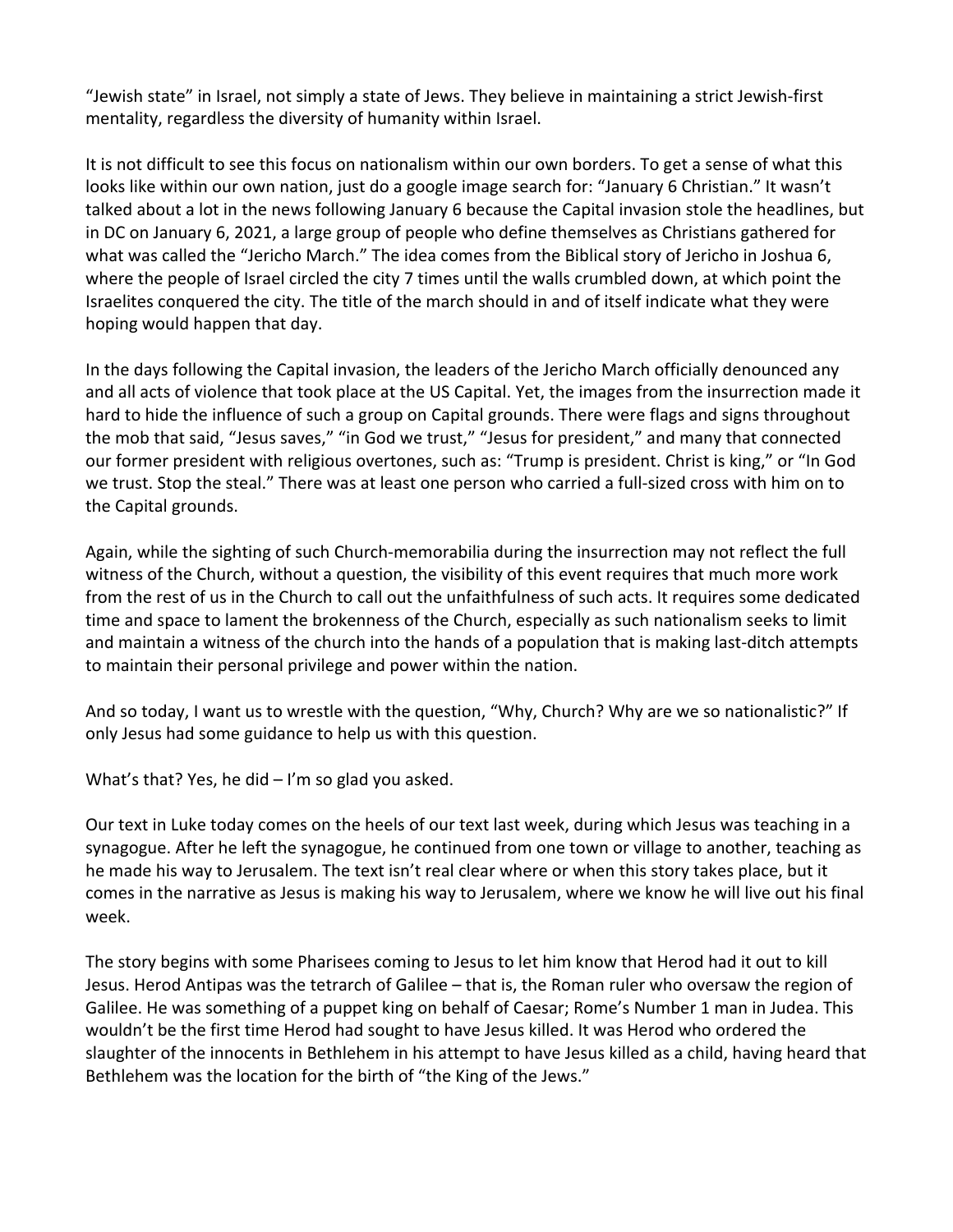"Jewish state" in Israel, not simply a state of Jews. They believe in maintaining a strict Jewish-first mentality, regardless the diversity of humanity within Israel.

It is not difficult to see this focus on nationalism within our own borders. To get a sense of what this looks like within our own nation, just do a google image search for: "January 6 Christian." It wasn't talked about a lot in the news following January 6 because the Capital invasion stole the headlines, but in DC on January 6, 2021, a large group of people who define themselves as Christians gathered for what was called the "Jericho March." The idea comes from the Biblical story of Jericho in Joshua 6, where the people of Israel circled the city 7 times until the walls crumbled down, at which point the Israelites conquered the city. The title of the march should in and of itself indicate what they were hoping would happen that day.

In the days following the Capital invasion, the leaders of the Jericho March officially denounced any and all acts of violence that took place at the US Capital. Yet, the images from the insurrection made it hard to hide the influence of such a group on Capital grounds. There were flags and signs throughout the mob that said, "Jesus saves," "in God we trust," "Jesus for president," and many that connected our former president with religious overtones, such as: "Trump is president. Christ is king," or "In God we trust. Stop the steal." There was at least one person who carried a full-sized cross with him on to the Capital grounds.

Again, while the sighting of such Church-memorabilia during the insurrection may not reflect the full witness of the Church, without a question, the visibility of this event requires that much more work from the rest of us in the Church to call out the unfaithfulness of such acts. It requires some dedicated time and space to lament the brokenness of the Church, especially as such nationalism seeks to limit and maintain a witness of the church into the hands of a population that is making last-ditch attempts to maintain their personal privilege and power within the nation.

And so today, I want us to wrestle with the question, "Why, Church? Why are we so nationalistic?" If only Jesus had some guidance to help us with this question.

What's that? Yes, he did – I'm so glad you asked.

Our text in Luke today comes on the heels of our text last week, during which Jesus was teaching in a synagogue. After he left the synagogue, he continued from one town or village to another, teaching as he made his way to Jerusalem. The text isn't real clear where or when this story takes place, but it comes in the narrative as Jesus is making his way to Jerusalem, where we know he will live out his final week.

The story begins with some Pharisees coming to Jesus to let him know that Herod had it out to kill Jesus. Herod Antipas was the tetrarch of Galilee – that is, the Roman ruler who oversaw the region of Galilee. He was something of a puppet king on behalf of Caesar; Rome's Number 1 man in Judea. This wouldn't be the first time Herod had sought to have Jesus killed. It was Herod who ordered the slaughter of the innocents in Bethlehem in his attempt to have Jesus killed as a child, having heard that Bethlehem was the location for the birth of "the King of the Jews."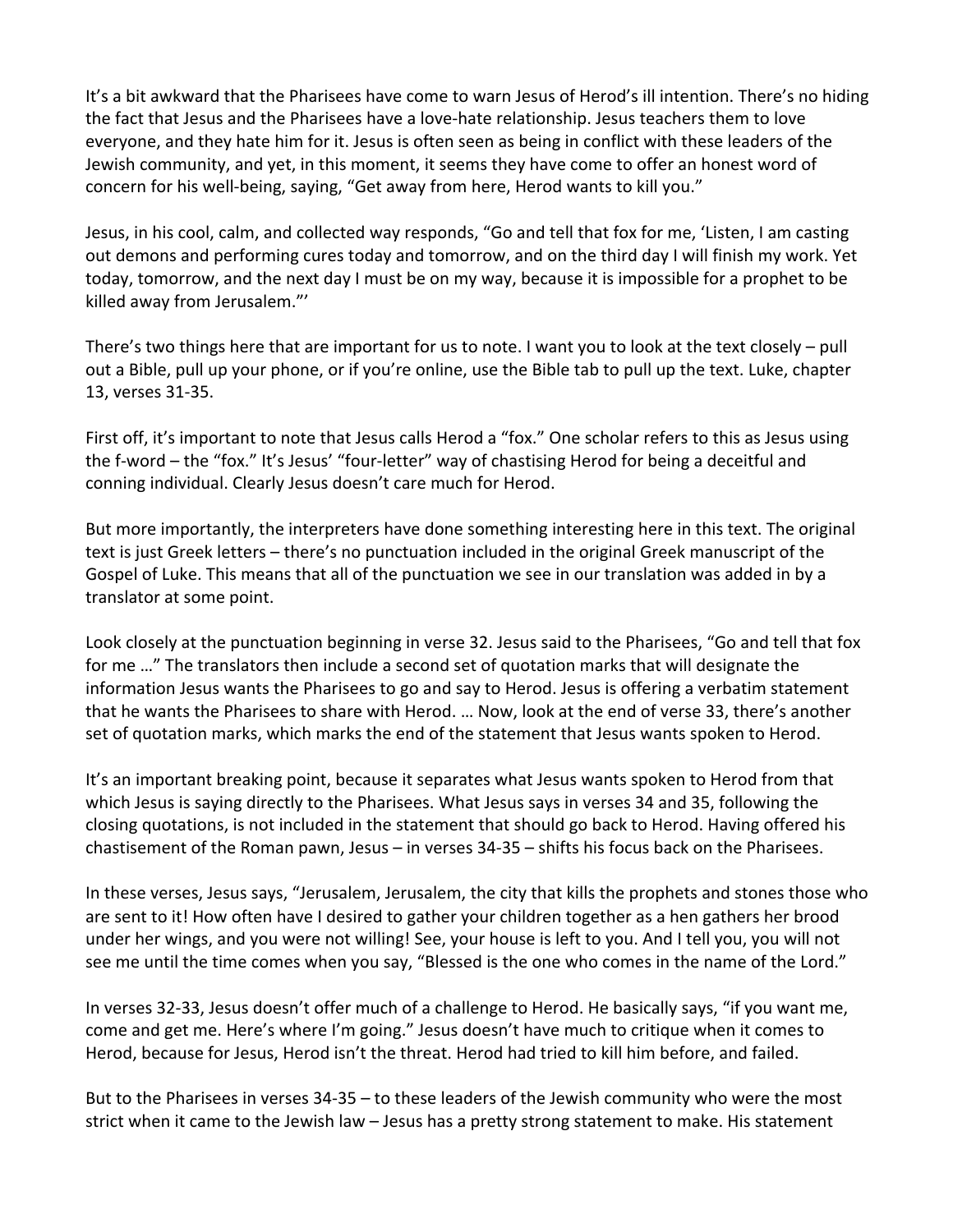It's a bit awkward that the Pharisees have come to warn Jesus of Herod's ill intention. There's no hiding the fact that Jesus and the Pharisees have a love-hate relationship. Jesus teachers them to love everyone, and they hate him for it. Jesus is often seen as being in conflict with these leaders of the Jewish community, and yet, in this moment, it seems they have come to offer an honest word of concern for his well-being, saying, "Get away from here, Herod wants to kill you."

Jesus, in his cool, calm, and collected way responds, "Go and tell that fox for me, 'Listen, I am casting out demons and performing cures today and tomorrow, and on the third day I will finish my work. Yet today, tomorrow, and the next day I must be on my way, because it is impossible for a prophet to be killed away from Jerusalem."'

There's two things here that are important for us to note. I want you to look at the text closely – pull out a Bible, pull up your phone, or if you're online, use the Bible tab to pull up the text. Luke, chapter 13, verses 31-35.

First off, it's important to note that Jesus calls Herod a "fox." One scholar refers to this as Jesus using the f-word – the "fox." It's Jesus' "four-letter" way of chastising Herod for being a deceitful and conning individual. Clearly Jesus doesn't care much for Herod.

But more importantly, the interpreters have done something interesting here in this text. The original text is just Greek letters – there's no punctuation included in the original Greek manuscript of the Gospel of Luke. This means that all of the punctuation we see in our translation was added in by a translator at some point.

Look closely at the punctuation beginning in verse 32. Jesus said to the Pharisees, "Go and tell that fox for me …" The translators then include a second set of quotation marks that will designate the information Jesus wants the Pharisees to go and say to Herod. Jesus is offering a verbatim statement that he wants the Pharisees to share with Herod. … Now, look at the end of verse 33, there's another set of quotation marks, which marks the end of the statement that Jesus wants spoken to Herod.

It's an important breaking point, because it separates what Jesus wants spoken to Herod from that which Jesus is saying directly to the Pharisees. What Jesus says in verses 34 and 35, following the closing quotations, is not included in the statement that should go back to Herod. Having offered his chastisement of the Roman pawn, Jesus – in verses 34-35 – shifts his focus back on the Pharisees.

In these verses, Jesus says, "Jerusalem, Jerusalem, the city that kills the prophets and stones those who are sent to it! How often have I desired to gather your children together as a hen gathers her brood under her wings, and you were not willing! See, your house is left to you. And I tell you, you will not see me until the time comes when you say, "Blessed is the one who comes in the name of the Lord."

In verses 32-33, Jesus doesn't offer much of a challenge to Herod. He basically says, "if you want me, come and get me. Here's where I'm going." Jesus doesn't have much to critique when it comes to Herod, because for Jesus, Herod isn't the threat. Herod had tried to kill him before, and failed.

But to the Pharisees in verses 34-35 – to these leaders of the Jewish community who were the most strict when it came to the Jewish law – Jesus has a pretty strong statement to make. His statement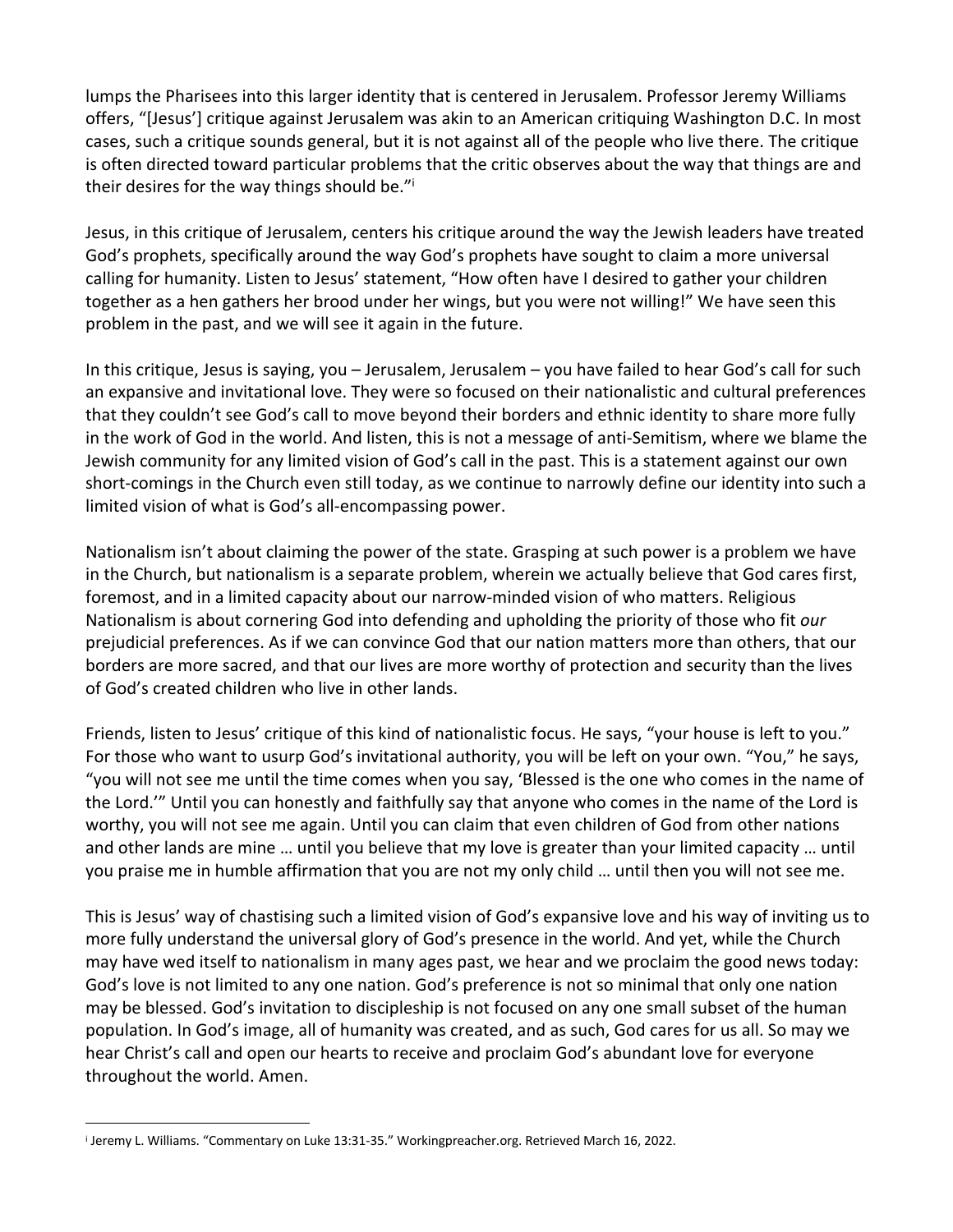lumps the Pharisees into this larger identity that is centered in Jerusalem. Professor Jeremy Williams offers, "[Jesus'] critique against Jerusalem was akin to an American critiquing Washington D.C. In most cases, such a critique sounds general, but it is not against all of the people who live there. The critique is often directed toward particular problems that the critic observes about the way that things are and their desires for the way things should be."[i]

Jesus, in this critique of Jerusalem, centers his critique around the way the Jewish leaders have treated God's prophets, specifically around the way God's prophets have sought to claim a more universal calling for humanity. Listen to Jesus' statement, "How often have I desired to gather your children together as a hen gathers her brood under her wings, but you were not willing!" We have seen this problem in the past, and we will see it again in the future.

In this critique, Jesus is saying, you – Jerusalem, Jerusalem – you have failed to hear God's call for such an expansive and invitational love. They were so focused on their nationalistic and cultural preferences that they couldn't see God's call to move beyond their borders and ethnic identity to share more fully in the work of God in the world. And listen, this is not a message of anti-Semitism, where we blame the Jewish community for any limited vision of God's call in the past. This is a statement against our own short-comings in the Church even still today, as we continue to narrowly define our identity into such a limited vision of what is God's all-encompassing power.

Nationalism isn't about claiming the power of the state. Grasping at such power is a problem we have in the Church, but nationalism is a separate problem, wherein we actually believe that God cares first, foremost, and in a limited capacity about our narrow-minded vision of who matters. Religious Nationalism is about cornering God into defending and upholding the priority of those who fit *our* prejudicial preferences. As if we can convince God that our nation matters more than others, that our borders are more sacred, and that our lives are more worthy of protection and security than the lives of God's created children who live in other lands.

Friends, listen to Jesus' critique of this kind of nationalistic focus. He says, "your house is left to you." For those who want to usurp God's invitational authority, you will be left on your own. "You," he says, "you will not see me until the time comes when you say, 'Blessed is the one who comes in the name of the Lord.'" Until you can honestly and faithfully say that anyone who comes in the name of the Lord is worthy, you will not see me again. Until you can claim that even children of God from other nations and other lands are mine … until you believe that my love is greater than your limited capacity … until you praise me in humble affirmation that you are not my only child … until then you will not see me.

This is Jesus' way of chastising such a limited vision of God's expansive love and his way of inviting us to more fully understand the universal glory of God's presence in the world. And yet, while the Church may have wed itself to nationalism in many ages past, we hear and we proclaim the good news today: God's love is not limited to any one nation. God's preference is not so minimal that only one nation may be blessed. God's invitation to discipleship is not focused on any one small subset of the human population. In God's image, all of humanity was created, and as such, God cares for us all. So may we hear Christ's call and open our hearts to receive and proclaim God's abundant love for everyone throughout the world. Amen.

---

[i] Jeremy L. Williams. "Commentary on Luke 13:31-35." Workingpreacher.org. Retrieved March 16, 2022.